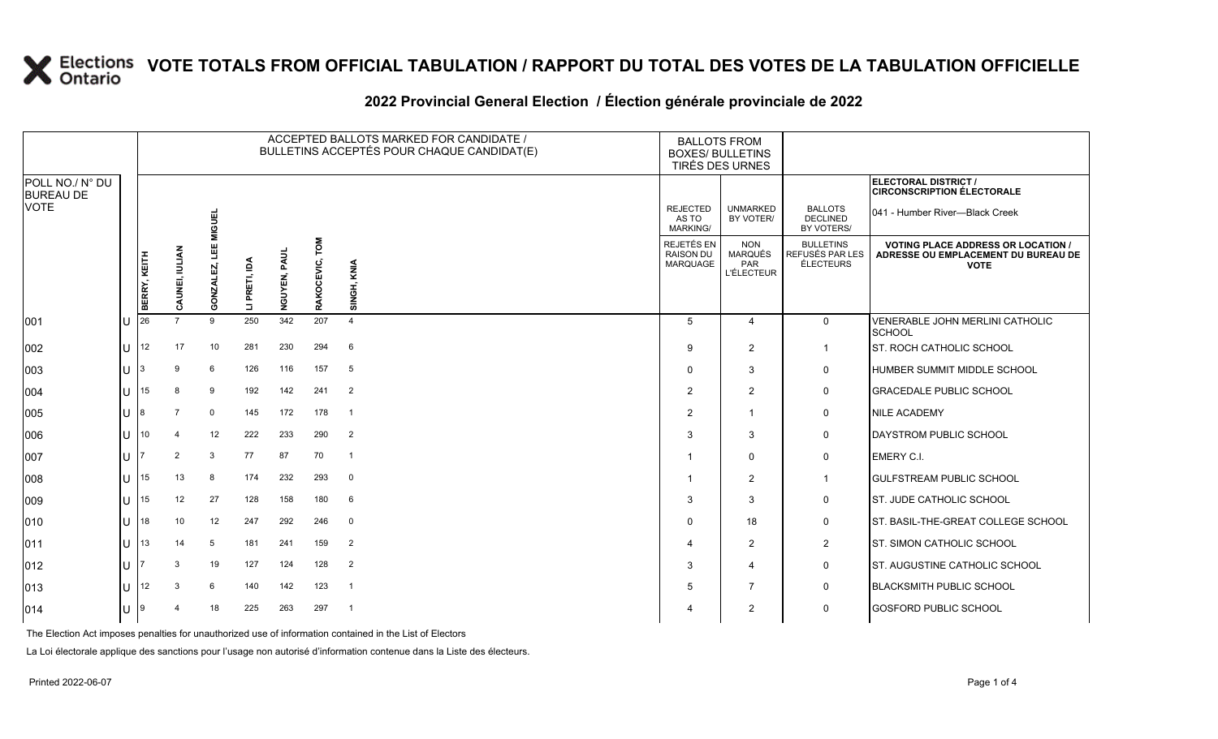# VOTE TOTALS FROM OFFICIAL TABULATION / RAPPORT DU TOTAL DES VOTES DE LA TABULATION OFFICIELLE

## 2022 Provincial General Election / Élection générale provinciale de 2022

| POLL NO./ N° DU BUREAU DE VOTE | | ACCEPTED BALLOTS MARKED FOR CANDIDATE / BULLETINS ACCEPTÉS POUR CHAQUE CANDIDAT(E) | | | | | | | BALLOTS FROM BOXES/ BULLETINS TIRÉS DES URNES | | | ELECTORAL DISTRICT / CIRCONSCRIPTION ÉLECTORALE: 041 - Humber River—Black Creek |
|---|---|---|---|---|---|---|---|---|---|---|---|---|
| | | BERRY, KEITH | CAUNEI, IULIAN | GONZALEZ, LEE MIGUEL | LI PRETI, IDA | NGUYEN, PAUL | RAKOCEVIC, TOM | SINGH, KNIA | REJECTED AS TO MARKING/ REJETÉS EN RAISON DU MARQUAGE | UNMARKED BY VOTER/ NON MARQUÉS PAR L'ÉLECTEUR | BALLOTS DECLINED BY VOTERS/ BULLETINS REFUSÉS PAR LES ÉLECTEURS | VOTING PLACE ADDRESS OR LOCATION / ADRESSE OU EMPLACEMENT DU BUREAU DE VOTE |
| 001 | U | 26 | 7 | 9 | 250 | 342 | 207 | 4 | 5 | 4 | 0 | VENERABLE JOHN MERLINI CATHOLIC SCHOOL |
| 002 | U | 12 | 17 | 10 | 281 | 230 | 294 | 6 | 9 | 2 | 1 | ST. ROCH CATHOLIC SCHOOL |
| 003 | U | 3 | 9 | 6 | 126 | 116 | 157 | 5 | 0 | 3 | 0 | HUMBER SUMMIT MIDDLE SCHOOL |
| 004 | U | 15 | 8 | 9 | 192 | 142 | 241 | 2 | 2 | 2 | 0 | GRACEDALE PUBLIC SCHOOL |
| 005 | U | 8 | 7 | 0 | 145 | 172 | 178 | 1 | 2 | 1 | 0 | NILE ACADEMY |
| 006 | U | 10 | 4 | 12 | 222 | 233 | 290 | 2 | 3 | 3 | 0 | DAYSTROM PUBLIC SCHOOL |
| 007 | U | 7 | 2 | 3 | 77 | 87 | 70 | 1 | 1 | 0 | 0 | EMERY C.I. |
| 008 | U | 15 | 13 | 8 | 174 | 232 | 293 | 0 | 1 | 2 | 1 | GULFSTREAM PUBLIC SCHOOL |
| 009 | U | 15 | 12 | 27 | 128 | 158 | 180 | 6 | 3 | 3 | 0 | ST. JUDE CATHOLIC SCHOOL |
| 010 | U | 18 | 10 | 12 | 247 | 292 | 246 | 0 | 0 | 18 | 0 | ST. BASIL-THE-GREAT COLLEGE SCHOOL |
| 011 | U | 13 | 14 | 5 | 181 | 241 | 159 | 2 | 4 | 2 | 2 | ST. SIMON CATHOLIC SCHOOL |
| 012 | U | 7 | 3 | 19 | 127 | 124 | 128 | 2 | 3 | 4 | 0 | ST. AUGUSTINE CATHOLIC SCHOOL |
| 013 | U | 12 | 3 | 6 | 140 | 142 | 123 | 1 | 5 | 7 | 0 | BLACKSMITH PUBLIC SCHOOL |
| 014 | U | 9 | 4 | 18 | 225 | 263 | 297 | 1 | 4 | 2 | 0 | GOSFORD PUBLIC SCHOOL |

The Election Act imposes penalties for unauthorized use of information contained in the List of Electors

La Loi électorale applique des sanctions pour l'usage non autorisé d'information contenue dans la Liste des électeurs.

Printed 2022-06-07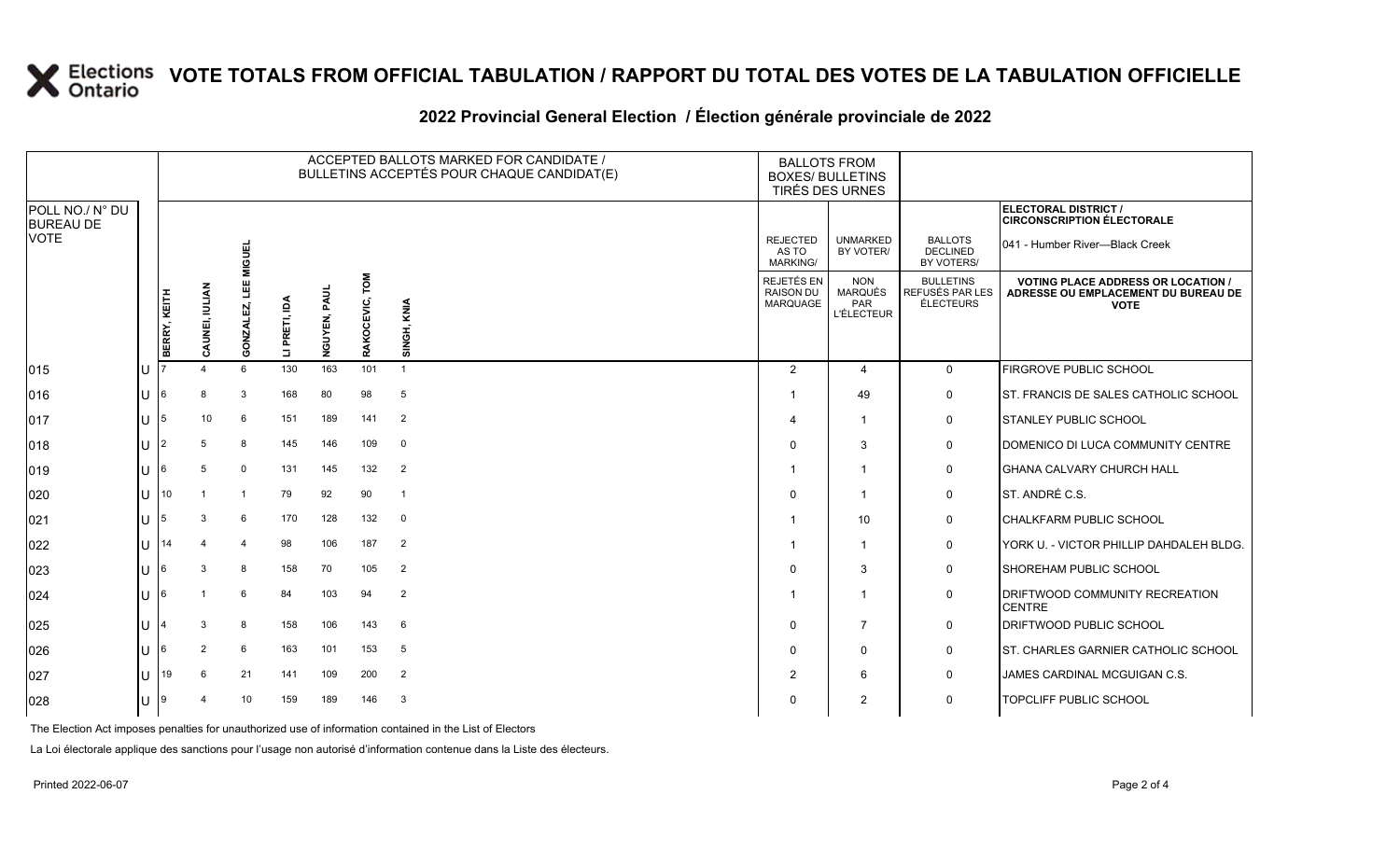# VOTE TOTALS FROM OFFICIAL TABULATION / RAPPORT DU TOTAL DES VOTES DE LA TABULATION OFFICIELLE

## 2022 Provincial General Election / Élection générale provinciale de 2022

ELECTORAL DISTRICT / CIRCONSCRIPTION ÉLECTORALE: 041 - Humber River—Black Creek

| POLL NO./ N° DU BUREAU DE VOTE | | ACCEPTED BALLOTS MARKED FOR CANDIDATE / BULLETINS ACCEPTÉS POUR CHAQUE CANDIDAT(E) | | | | | | | BALLOTS FROM BOXES/ BULLETINS TIRÉS DES URNES | | | |
|---|---|---|---|---|---|---|---|---|---|---|---|---|
| | | BERRY, KEITH | CAUNEI, IULIAN | GONZALEZ, LEE MIGUEL | LI PRETI, IDA | NGUYEN, PAUL | RAKOCEVIC, TOM | SINGH, KNIA | REJECTED AS TO MARKING/ REJETÉS EN RAISON DU MARQUAGE | UNMARKED BY VOTER/ NON MARQUÉS PAR L'ÉLECTEUR | BALLOTS DECLINED BY VOTERS/ BULLETINS REFUSÉS PAR LES ÉLECTEURS | VOTING PLACE ADDRESS OR LOCATION / ADRESSE OU EMPLACEMENT DU BUREAU DE VOTE |
| 015 | U | 7 | 4 | 6 | 130 | 163 | 101 | 1 | 2 | 4 | 0 | FIRGROVE PUBLIC SCHOOL |
| 016 | U | 6 | 8 | 3 | 168 | 80 | 98 | 5 | 1 | 49 | 0 | ST. FRANCIS DE SALES CATHOLIC SCHOOL |
| 017 | U | 5 | 10 | 6 | 151 | 189 | 141 | 2 | 4 | 1 | 0 | STANLEY PUBLIC SCHOOL |
| 018 | U | 2 | 5 | 8 | 145 | 146 | 109 | 0 | 0 | 3 | 0 | DOMENICO DI LUCA COMMUNITY CENTRE |
| 019 | U | 6 | 5 | 0 | 131 | 145 | 132 | 2 | 1 | 1 | 0 | GHANA CALVARY CHURCH HALL |
| 020 | U | 10 | 1 | 1 | 79 | 92 | 90 | 1 | 0 | 1 | 0 | ST. ANDRÉ C.S. |
| 021 | U | 5 | 3 | 6 | 170 | 128 | 132 | 0 | 1 | 10 | 0 | CHALKFARM PUBLIC SCHOOL |
| 022 | U | 14 | 4 | 4 | 98 | 106 | 187 | 2 | 1 | 1 | 0 | YORK U. - VICTOR PHILLIP DAHDALEH BLDG. |
| 023 | U | 6 | 3 | 8 | 158 | 70 | 105 | 2 | 0 | 3 | 0 | SHOREHAM PUBLIC SCHOOL |
| 024 | U | 6 | 1 | 6 | 84 | 103 | 94 | 2 | 1 | 1 | 0 | DRIFTWOOD COMMUNITY RECREATION CENTRE |
| 025 | U | 4 | 3 | 8 | 158 | 106 | 143 | 6 | 0 | 7 | 0 | DRIFTWOOD PUBLIC SCHOOL |
| 026 | U | 6 | 2 | 6 | 163 | 101 | 153 | 5 | 0 | 0 | 0 | ST. CHARLES GARNIER CATHOLIC SCHOOL |
| 027 | U | 19 | 6 | 21 | 141 | 109 | 200 | 2 | 2 | 6 | 0 | JAMES CARDINAL MCGUIGAN C.S. |
| 028 | U | 9 | 4 | 10 | 159 | 189 | 146 | 3 | 0 | 2 | 0 | TOPCLIFF PUBLIC SCHOOL |

The Election Act imposes penalties for unauthorized use of information contained in the List of Electors

La Loi électorale applique des sanctions pour l'usage non autorisé d'information contenue dans la Liste des électeurs.

Printed 2022-06-07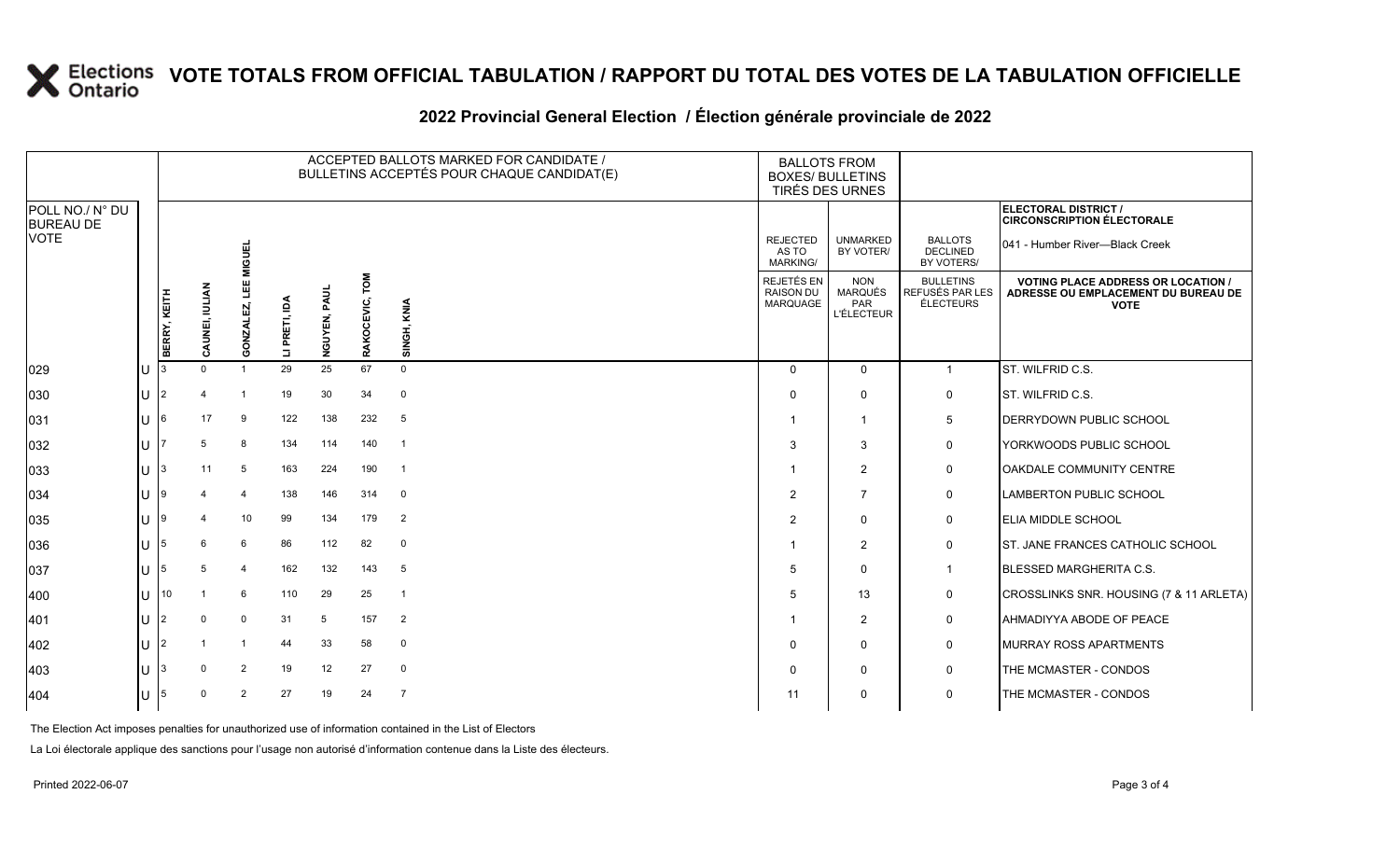# VOTE TOTALS FROM OFFICIAL TABULATION / RAPPORT DU TOTAL DES VOTES DE LA TABULATION OFFICIELLE

## 2022 Provincial General Election / Élection générale provinciale de 2022

**ELECTORAL DISTRICT / CIRCONSCRIPTION ÉLECTORALE:** 041 - Humber River—Black Creek

| POLL NO./ N° DU BUREAU DE VOTE | | ACCEPTED BALLOTS MARKED FOR CANDIDATE / BULLETINS ACCEPTÉS POUR CHAQUE CANDIDAT(E) | | | | | | | BALLOTS FROM BOXES/ BULLETINS TIRÉS DES URNES | | | |
|---|---|---|---|---|---|---|---|---|---|---|---|---|
| | | BERRY, KEITH | CAUNEI, IULIAN | GONZALEZ, LEE MIGUEL | LI PRETI, IDA | NGUYEN, PAUL | RAKOCEVIC, TOM | SINGH, KNIA | REJECTED AS TO MARKING/ REJETÉS EN RAISON DU MARQUAGE | UNMARKED BY VOTER/ NON MARQUÉS PAR L'ÉLECTEUR | BALLOTS DECLINED BY VOTERS/ BULLETINS REFUSÉS PAR LES ÉLECTEURS | VOTING PLACE ADDRESS OR LOCATION / ADRESSE OU EMPLACEMENT DU BUREAU DE VOTE |
| 029 | U | 3 | 0 | 1 | 29 | 25 | 67 | 0 | 0 | 0 | 1 | ST. WILFRID C.S. |
| 030 | U | 2 | 4 | 1 | 19 | 30 | 34 | 0 | 0 | 0 | 0 | ST. WILFRID C.S. |
| 031 | U | 6 | 17 | 9 | 122 | 138 | 232 | 5 | 1 | 1 | 5 | DERRYDOWN PUBLIC SCHOOL |
| 032 | U | 7 | 5 | 8 | 134 | 114 | 140 | 1 | 3 | 3 | 0 | YORKWOODS PUBLIC SCHOOL |
| 033 | U | 3 | 11 | 5 | 163 | 224 | 190 | 1 | 1 | 2 | 0 | OAKDALE COMMUNITY CENTRE |
| 034 | U | 9 | 4 | 4 | 138 | 146 | 314 | 0 | 2 | 7 | 0 | LAMBERTON PUBLIC SCHOOL |
| 035 | U | 9 | 4 | 10 | 99 | 134 | 179 | 2 | 2 | 0 | 0 | ELIA MIDDLE SCHOOL |
| 036 | U | 5 | 6 | 6 | 86 | 112 | 82 | 0 | 1 | 2 | 0 | ST. JANE FRANCES CATHOLIC SCHOOL |
| 037 | U | 5 | 5 | 4 | 162 | 132 | 143 | 5 | 5 | 0 | 1 | BLESSED MARGHERITA C.S. |
| 400 | U | 10 | 1 | 6 | 110 | 29 | 25 | 1 | 5 | 13 | 0 | CROSSLINKS SNR. HOUSING (7 & 11 ARLETA) |
| 401 | U | 2 | 0 | 0 | 31 | 5 | 157 | 2 | 1 | 2 | 0 | AHMADIYYA ABODE OF PEACE |
| 402 | U | 2 | 1 | 1 | 44 | 33 | 58 | 0 | 0 | 0 | 0 | MURRAY ROSS APARTMENTS |
| 403 | U | 3 | 0 | 2 | 19 | 12 | 27 | 0 | 0 | 0 | 0 | THE MCMASTER - CONDOS |
| 404 | U | 5 | 0 | 2 | 27 | 19 | 24 | 7 | 11 | 0 | 0 | THE MCMASTER - CONDOS |

The Election Act imposes penalties for unauthorized use of information contained in the List of Electors

La Loi électorale applique des sanctions pour l'usage non autorisé d'information contenue dans la Liste des électeurs.

Printed 2022-06-07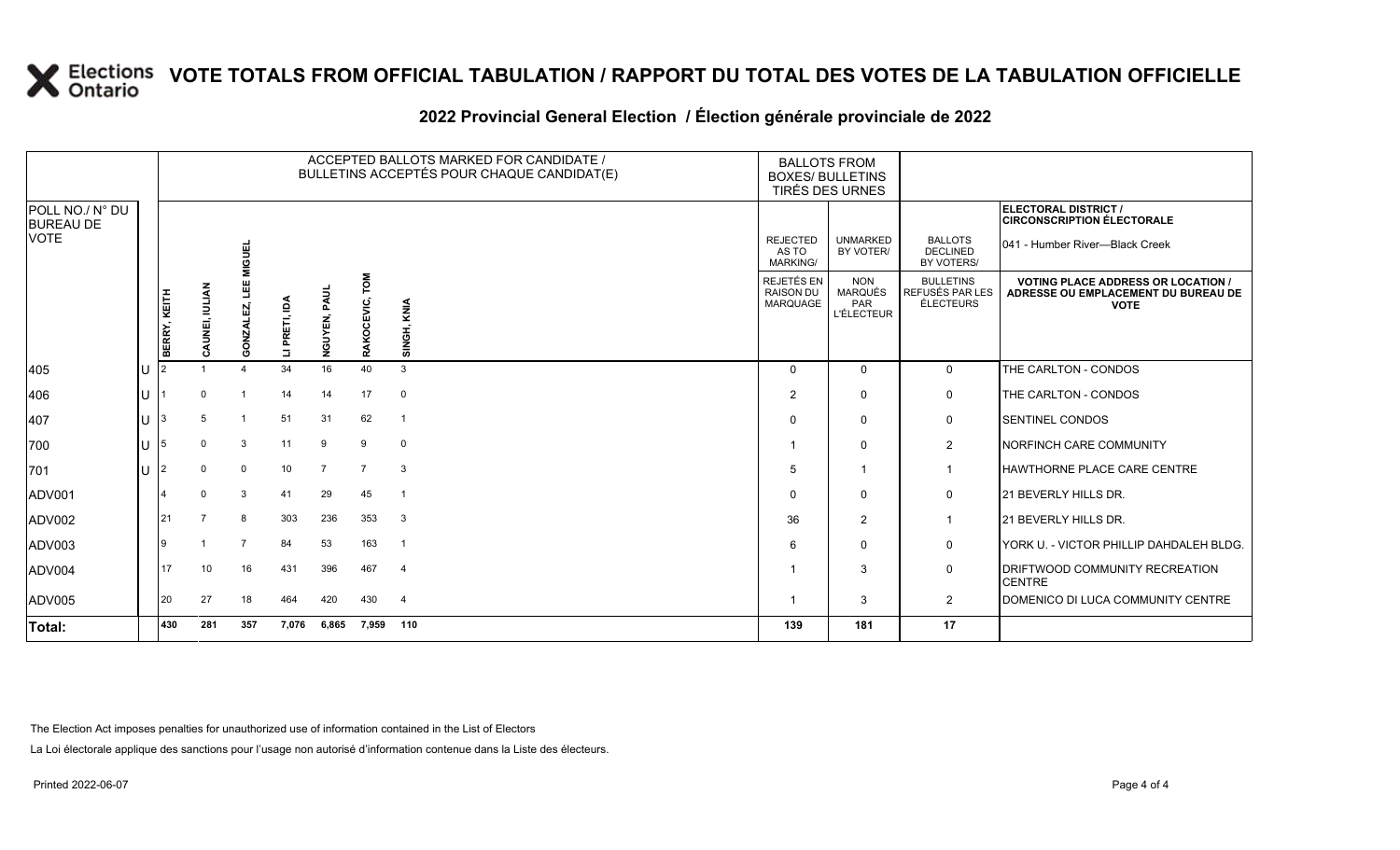# VOTE TOTALS FROM OFFICIAL TABULATION / RAPPORT DU TOTAL DES VOTES DE LA TABULATION OFFICIELLE

## 2022 Provincial General Election / Élection générale provinciale de 2022

| POLL NO./ N° DU BUREAU DE VOTE | | ACCEPTED BALLOTS MARKED FOR CANDIDATE / BULLETINS ACCEPTÉS POUR CHAQUE CANDIDAT(E) | | | | | | | BALLOTS FROM BOXES/ BULLETINS TIRÉS DES URNES | | | ELECTORAL DISTRICT / CIRCONSCRIPTION ÉLECTORALE 041 - Humber River—Black Creek |
|---|---|---|---|---|---|---|---|---|---|---|---|---|
| | | BERRY, KEITH | CAUNEI, IULIAN | GONZALEZ, LEE MIGUEL | LI PRETI, IDA | NGUYEN, PAUL | RAKOCEVIC, TOM | SINGH, KNIA | REJECTED AS TO MARKING/ REJETÉS EN RAISON DU MARQUAGE | UNMARKED BY VOTER/ NON MARQUÉS PAR L'ÉLECTEUR | BALLOTS DECLINED BY VOTERS/ BULLETINS REFUSÉS PAR LES ÉLECTEURS | VOTING PLACE ADDRESS OR LOCATION / ADRESSE OU EMPLACEMENT DU BUREAU DE VOTE |
| 405 | U | 2 | 1 | 4 | 34 | 16 | 40 | 3 | 0 | 0 | 0 | THE CARLTON - CONDOS |
| 406 | U | 1 | 0 | 1 | 14 | 14 | 17 | 0 | 2 | 0 | 0 | THE CARLTON - CONDOS |
| 407 | U | 3 | 5 | 1 | 51 | 31 | 62 | 1 | 0 | 0 | 0 | SENTINEL CONDOS |
| 700 | U | 5 | 0 | 3 | 11 | 9 | 9 | 0 | 1 | 0 | 2 | NORFINCH CARE COMMUNITY |
| 701 | U | 2 | 0 | 0 | 10 | 7 | 7 | 3 | 5 | 1 | 1 | HAWTHORNE PLACE CARE CENTRE |
| ADV001 | | 4 | 0 | 3 | 41 | 29 | 45 | 1 | 0 | 0 | 0 | 21 BEVERLY HILLS DR. |
| ADV002 | | 21 | 7 | 8 | 303 | 236 | 353 | 3 | 36 | 2 | 1 | 21 BEVERLY HILLS DR. |
| ADV003 | | 9 | 1 | 7 | 84 | 53 | 163 | 1 | 6 | 0 | 0 | YORK U. - VICTOR PHILLIP DAHDALEH BLDG. |
| ADV004 | | 17 | 10 | 16 | 431 | 396 | 467 | 4 | 1 | 3 | 0 | DRIFTWOOD COMMUNITY RECREATION CENTRE |
| ADV005 | | 20 | 27 | 18 | 464 | 420 | 430 | 4 | 1 | 3 | 2 | DOMENICO DI LUCA COMMUNITY CENTRE |
| **Total:** | | **430** | **281** | **357** | **7,076** | **6,865** | **7,959** | **110** | **139** | **181** | **17** | |

The Election Act imposes penalties for unauthorized use of information contained in the List of Electors

La Loi électorale applique des sanctions pour l'usage non autorisé d'information contenue dans la Liste des électeurs.

Printed 2022-06-07